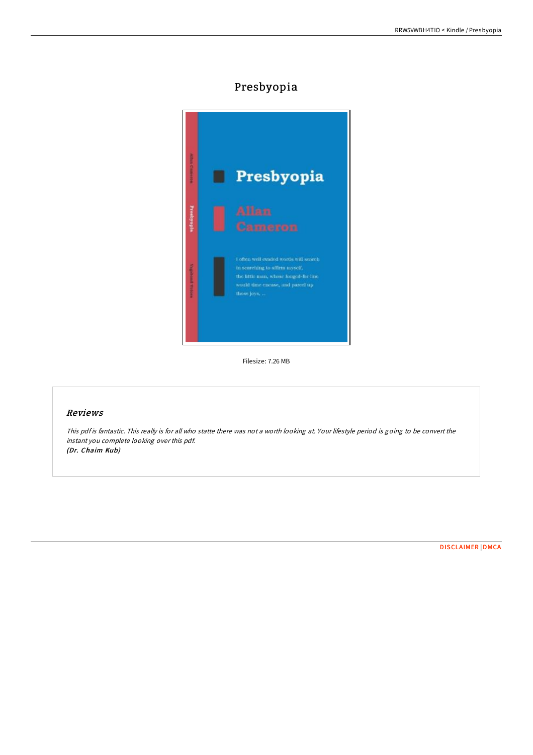# Presbyopia

Filesize: 7.26 MB

## Reviews

*This pdf is fantastic. This really is for all who statte there was not a worth looking at. Your lifestyle period is going to be convert the instant you complete looking over this pdf.*
***(Dr. Chaim Kub)***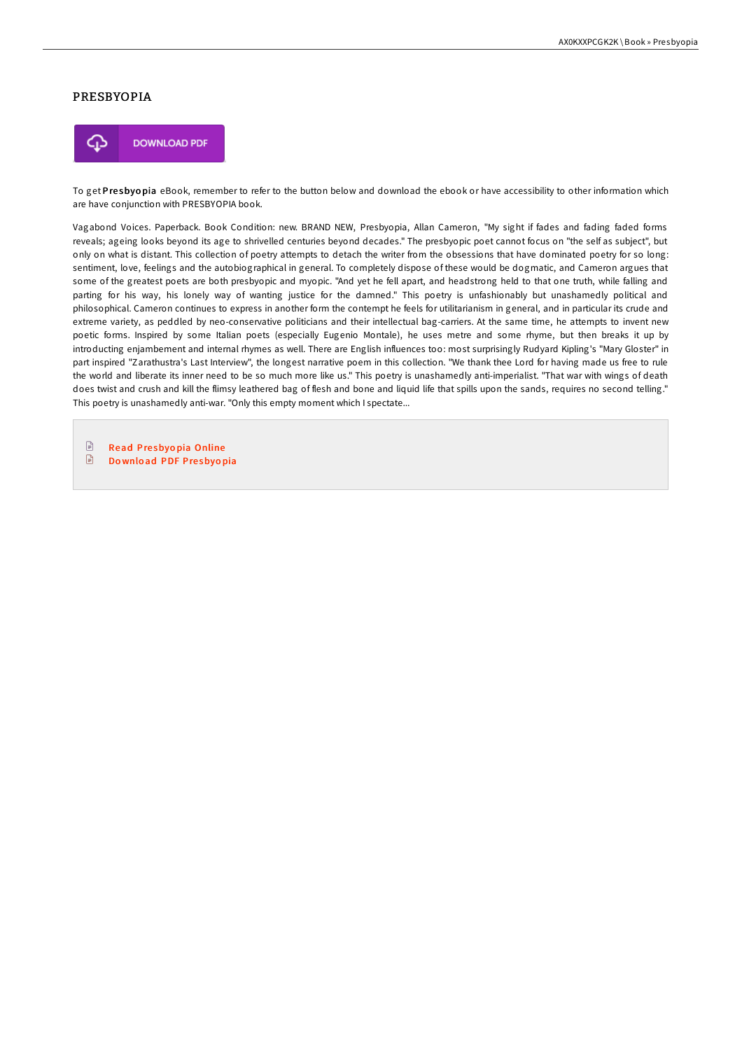# PRESBYOPIA

DOWNLOAD PDF

To get **Presbyopia** eBook, remember to refer to the button below and download the ebook or have accessibility to other information which are have conjunction with PRESBYOPIA book.

Vagabond Voices. Paperback. Book Condition: new. BRAND NEW, Presbyopia, Allan Cameron, "My sight if fades and fading faded forms reveals; ageing looks beyond its age to shrivelled centuries beyond decades." The presbyopic poet cannot focus on "the self as subject", but only on what is distant. This collection of poetry attempts to detach the writer from the obsessions that have dominated poetry for so long: sentiment, love, feelings and the autobiographical in general. To completely dispose of these would be dogmatic, and Cameron argues that some of the greatest poets are both presbyopic and myopic. "And yet he fell apart, and headstrong held to that one truth, while falling and parting for his way, his lonely way of wanting justice for the damned." This poetry is unfashionably but unashamedly political and philosophical. Cameron continues to express in another form the contempt he feels for utilitarianism in general, and in particular its crude and extreme variety, as peddled by neo-conservative politicians and their intellectual bag-carriers. At the same time, he attempts to invent new poetic forms. Inspired by some Italian poets (especially Eugenio Montale), he uses metre and some rhyme, but then breaks it up by introducting enjambement and internal rhymes as well. There are English influences too: most surprisingly Rudyard Kipling's "Mary Gloster" in part inspired "Zarathustra's Last Interview", the longest narrative poem in this collection. "We thank thee Lord for having made us free to rule the world and liberate its inner need to be so much more like us." This poetry is unashamedly anti-imperialist. "That war with wings of death does twist and crush and kill the flimsy leathered bag of flesh and bone and liquid life that spills upon the sands, requires no second telling." This poetry is unashamedly anti-war. "Only this empty moment which I spectate...

- Read Presbyopia Online
- Download PDF Presbyopia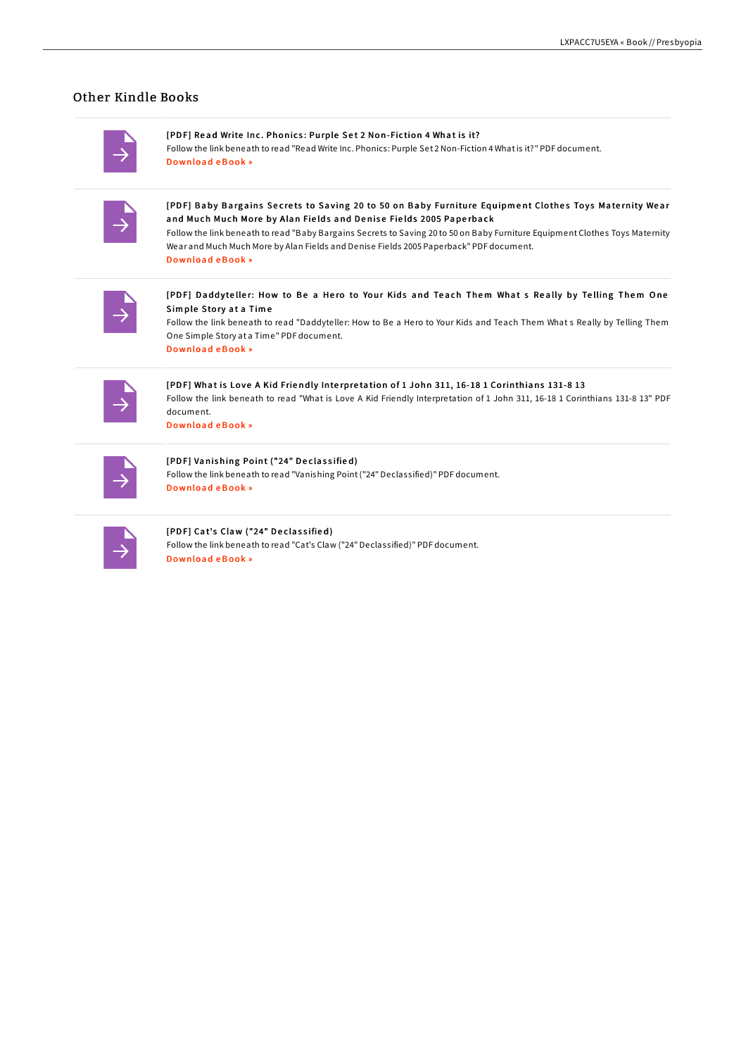## Other Kindle Books

[PDF] Read Write Inc. Phonics: Purple Set 2 Non-Fiction 4 What is it?
Follow the link beneath to read "Read Write Inc. Phonics: Purple Set 2 Non-Fiction 4 What is it?" PDF document.
Download eBook »

[PDF] Baby Bargains Secrets to Saving 20 to 50 on Baby Furniture Equipment Clothes Toys Maternity Wear and Much Much More by Alan Fields and Denise Fields 2005 Paperback
Follow the link beneath to read "Baby Bargains Secrets to Saving 20 to 50 on Baby Furniture Equipment Clothes Toys Maternity Wear and Much Much More by Alan Fields and Denise Fields 2005 Paperback" PDF document.
Download eBook »

[PDF] Daddyteller: How to Be a Hero to Your Kids and Teach Them What s Really by Telling Them One Simple Story at a Time
Follow the link beneath to read "Daddyteller: How to Be a Hero to Your Kids and Teach Them What s Really by Telling Them One Simple Story at a Time" PDF document.
Download eBook »

[PDF] What is Love A Kid Friendly Interpretation of 1 John 311, 16-18 1 Corinthians 131-8 13
Follow the link beneath to read "What is Love A Kid Friendly Interpretation of 1 John 311, 16-18 1 Corinthians 131-8 13" PDF document.
Download eBook »

[PDF] Vanishing Point ("24" Declassified)
Follow the link beneath to read "Vanishing Point ("24" Declassified)" PDF document.
Download eBook »

[PDF] Cat's Claw ("24" Declassified)
Follow the link beneath to read "Cat's Claw ("24" Declassified)" PDF document.
Download eBook »